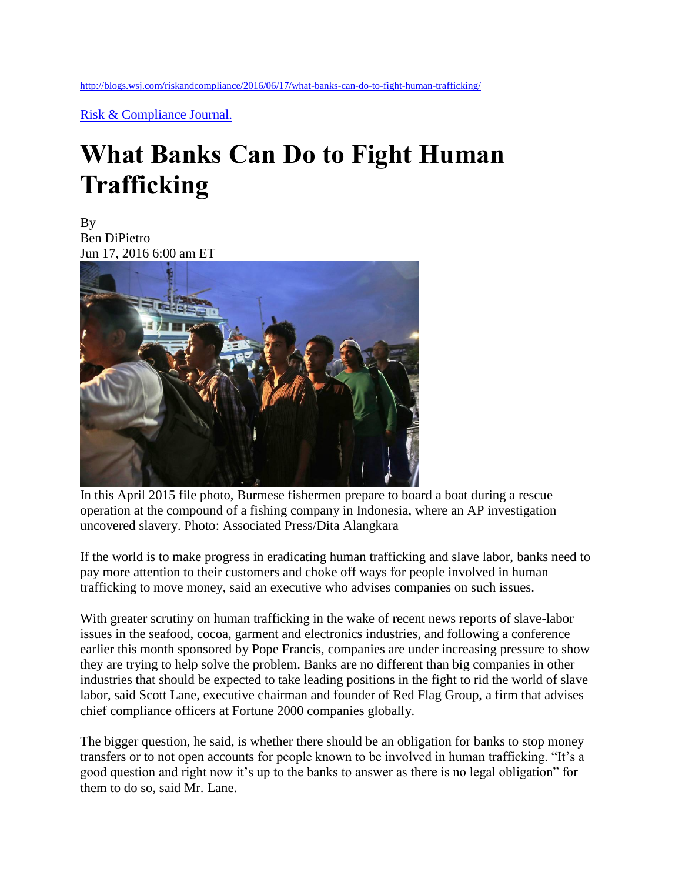http://blogs.wsj.com/riskandcompliance/2016/06/17/what-banks-can-do-to-fight-human-trafficking/

Risk & Compliance Journal.

# What Banks Can Do to Fight Human Trafficking

By
Ben DiPietro
Jun 17, 2016 6:00 am ET

In this April 2015 file photo, Burmese fishermen prepare to board a boat during a rescue operation at the compound of a fishing company in Indonesia, where an AP investigation uncovered slavery. Photo: Associated Press/Dita Alangkara

If the world is to make progress in eradicating human trafficking and slave labor, banks need to pay more attention to their customers and choke off ways for people involved in human trafficking to move money, said an executive who advises companies on such issues.

With greater scrutiny on human trafficking in the wake of recent news reports of slave-labor issues in the seafood, cocoa, garment and electronics industries, and following a conference earlier this month sponsored by Pope Francis, companies are under increasing pressure to show they are trying to help solve the problem. Banks are no different than big companies in other industries that should be expected to take leading positions in the fight to rid the world of slave labor, said Scott Lane, executive chairman and founder of Red Flag Group, a firm that advises chief compliance officers at Fortune 2000 companies globally.

The bigger question, he said, is whether there should be an obligation for banks to stop money transfers or to not open accounts for people known to be involved in human trafficking. "It's a good question and right now it's up to the banks to answer as there is no legal obligation" for them to do so, said Mr. Lane.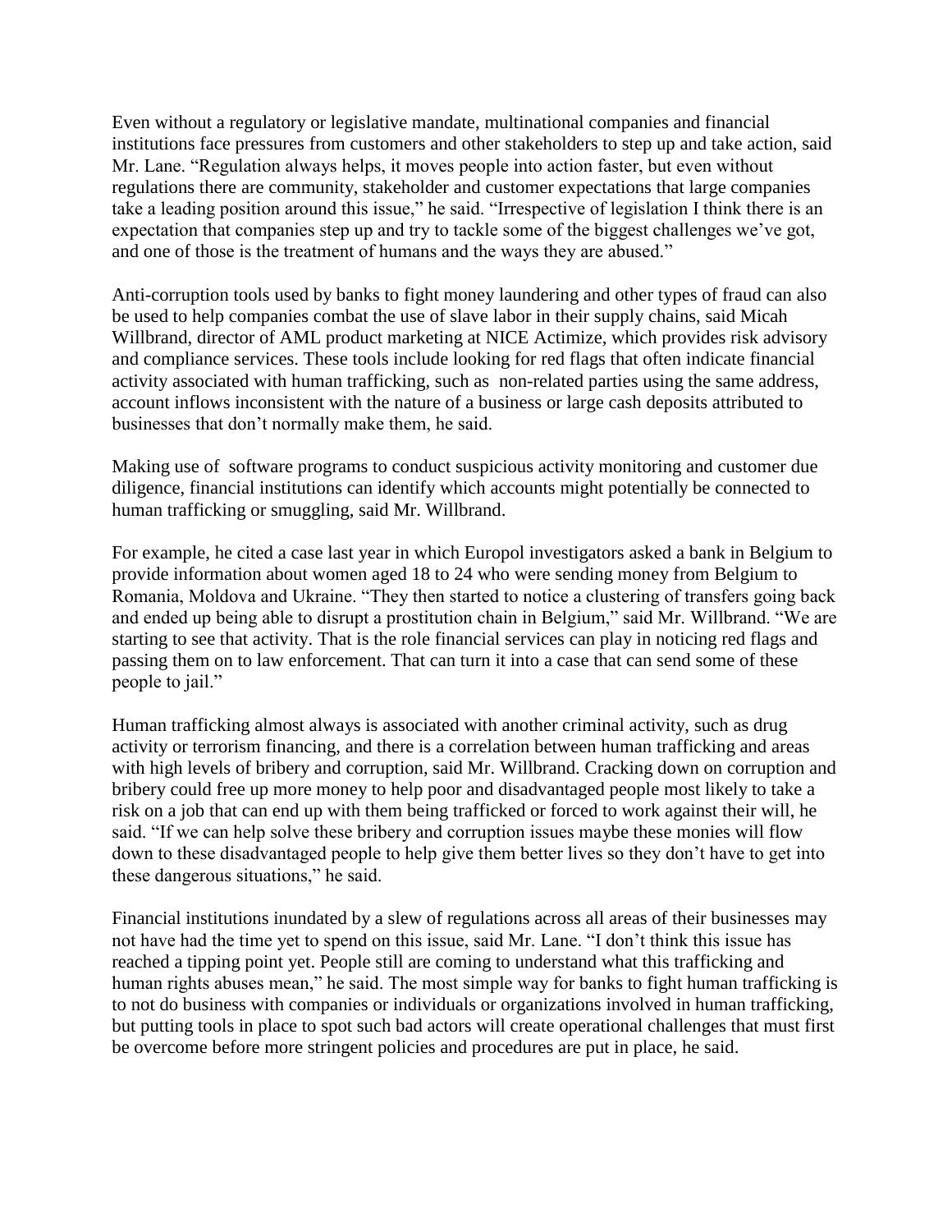Even without a regulatory or legislative mandate, multinational companies and financial institutions face pressures from customers and other stakeholders to step up and take action, said Mr. Lane. "Regulation always helps, it moves people into action faster, but even without regulations there are community, stakeholder and customer expectations that large companies take a leading position around this issue," he said. "Irrespective of legislation I think there is an expectation that companies step up and try to tackle some of the biggest challenges we've got, and one of those is the treatment of humans and the ways they are abused."

Anti-corruption tools used by banks to fight money laundering and other types of fraud can also be used to help companies combat the use of slave labor in their supply chains, said Micah Willbrand, director of AML product marketing at NICE Actimize, which provides risk advisory and compliance services. These tools include looking for red flags that often indicate financial activity associated with human trafficking, such as non-related parties using the same address, account inflows inconsistent with the nature of a business or large cash deposits attributed to businesses that don't normally make them, he said.

Making use of software programs to conduct suspicious activity monitoring and customer due diligence, financial institutions can identify which accounts might potentially be connected to human trafficking or smuggling, said Mr. Willbrand.

For example, he cited a case last year in which Europol investigators asked a bank in Belgium to provide information about women aged 18 to 24 who were sending money from Belgium to Romania, Moldova and Ukraine. "They then started to notice a clustering of transfers going back and ended up being able to disrupt a prostitution chain in Belgium," said Mr. Willbrand. "We are starting to see that activity. That is the role financial services can play in noticing red flags and passing them on to law enforcement. That can turn it into a case that can send some of these people to jail."

Human trafficking almost always is associated with another criminal activity, such as drug activity or terrorism financing, and there is a correlation between human trafficking and areas with high levels of bribery and corruption, said Mr. Willbrand. Cracking down on corruption and bribery could free up more money to help poor and disadvantaged people most likely to take a risk on a job that can end up with them being trafficked or forced to work against their will, he said. "If we can help solve these bribery and corruption issues maybe these monies will flow down to these disadvantaged people to help give them better lives so they don't have to get into these dangerous situations," he said.

Financial institutions inundated by a slew of regulations across all areas of their businesses may not have had the time yet to spend on this issue, said Mr. Lane. "I don't think this issue has reached a tipping point yet. People still are coming to understand what this trafficking and human rights abuses mean," he said. The most simple way for banks to fight human trafficking is to not do business with companies or individuals or organizations involved in human trafficking, but putting tools in place to spot such bad actors will create operational challenges that must first be overcome before more stringent policies and procedures are put in place, he said.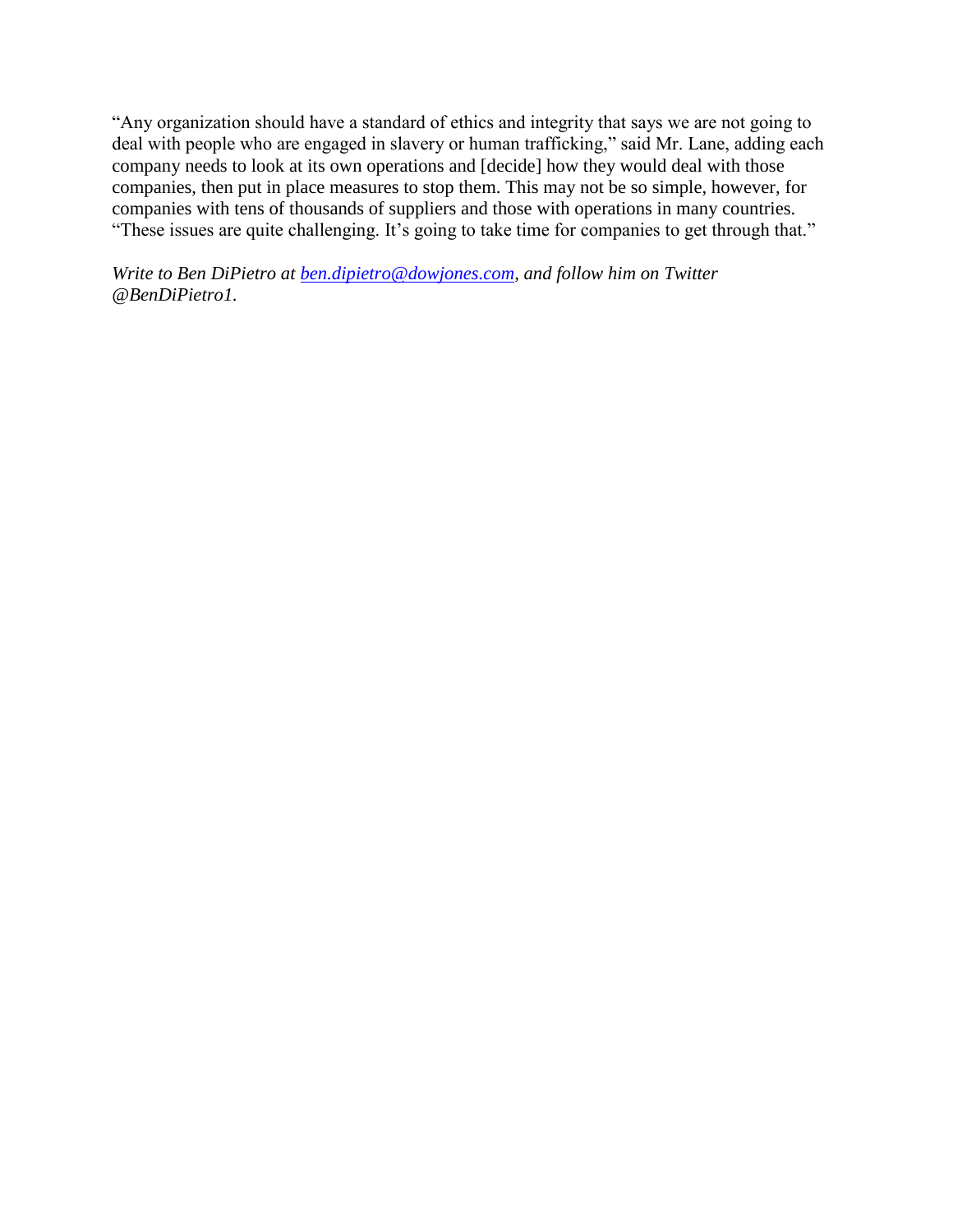"Any organization should have a standard of ethics and integrity that says we are not going to deal with people who are engaged in slavery or human trafficking," said Mr. Lane, adding each company needs to look at its own operations and [decide] how they would deal with those companies, then put in place measures to stop them. This may not be so simple, however, for companies with tens of thousands of suppliers and those with operations in many countries. "These issues are quite challenging. It's going to take time for companies to get through that."

*Write to Ben DiPietro at ben.dipietro@dowjones.com, and follow him on Twitter @BenDiPietro1.*